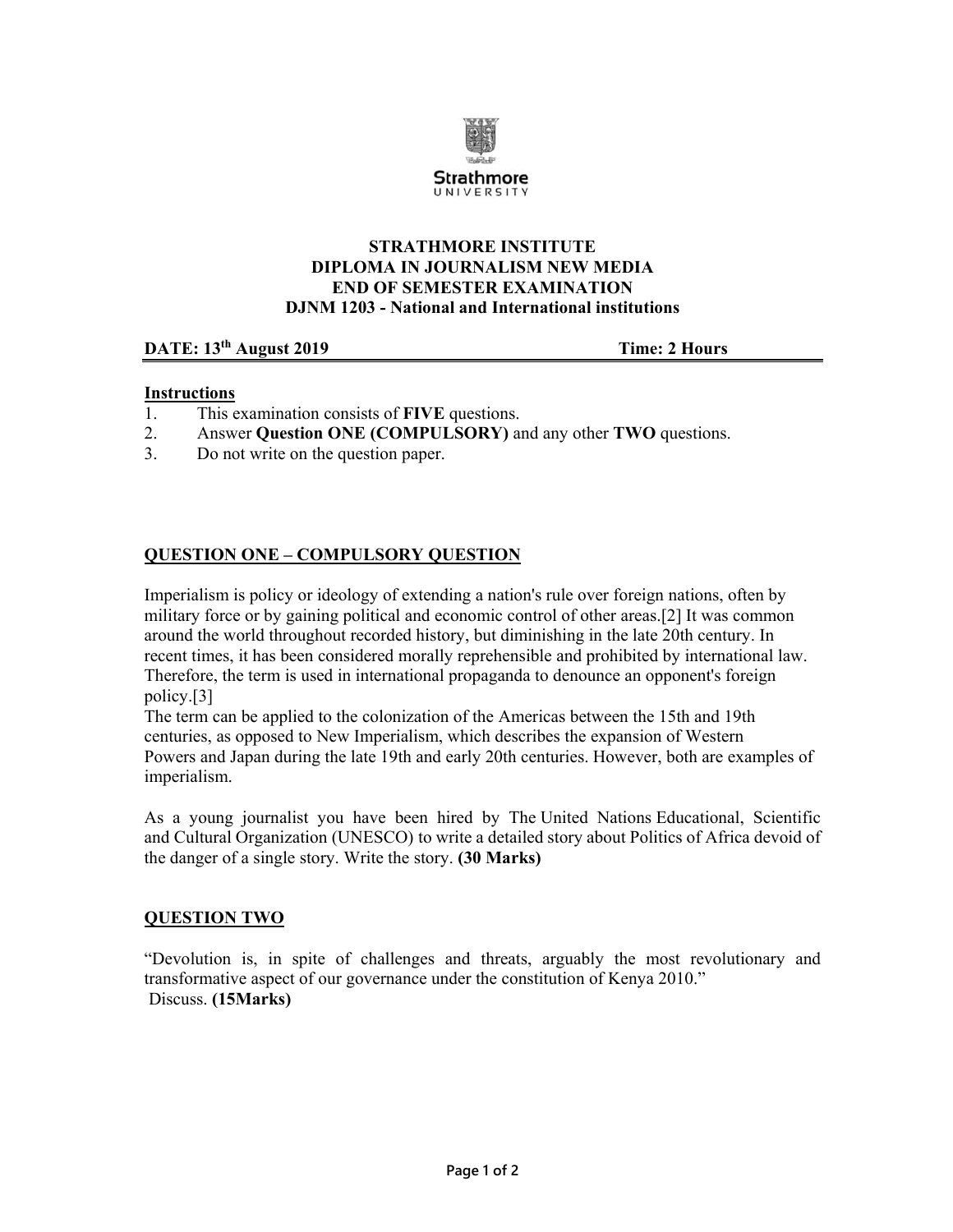Strathmore
UNIVERSITY

**STRATHMORE INSTITUTE**
**DIPLOMA IN JOURNALISM NEW MEDIA**
**END OF SEMESTER EXAMINATION**
**DJNM 1203 - National and International institutions**

**DATE: 13th August 2019** **Time: 2 Hours**

**Instructions**

1. This examination consists of **FIVE** questions.
2. Answer **Question ONE (COMPULSORY)** and any other **TWO** questions.
3. Do not write on the question paper.

## QUESTION ONE – COMPULSORY QUESTION

Imperialism is policy or ideology of extending a nation's rule over foreign nations, often by military force or by gaining political and economic control of other areas.[2] It was common around the world throughout recorded history, but diminishing in the late 20th century. In recent times, it has been considered morally reprehensible and prohibited by international law. Therefore, the term is used in international propaganda to denounce an opponent's foreign policy.[3]

The term can be applied to the colonization of the Americas between the 15th and 19th centuries, as opposed to New Imperialism, which describes the expansion of Western Powers and Japan during the late 19th and early 20th centuries. However, both are examples of imperialism.

As a young journalist you have been hired by The United Nations Educational, Scientific and Cultural Organization (UNESCO) to write a detailed story about Politics of Africa devoid of the danger of a single story. Write the story. **(30 Marks)**

## QUESTION TWO

"Devolution is, in spite of challenges and threats, arguably the most revolutionary and transformative aspect of our governance under the constitution of Kenya 2010."
Discuss. **(15Marks)**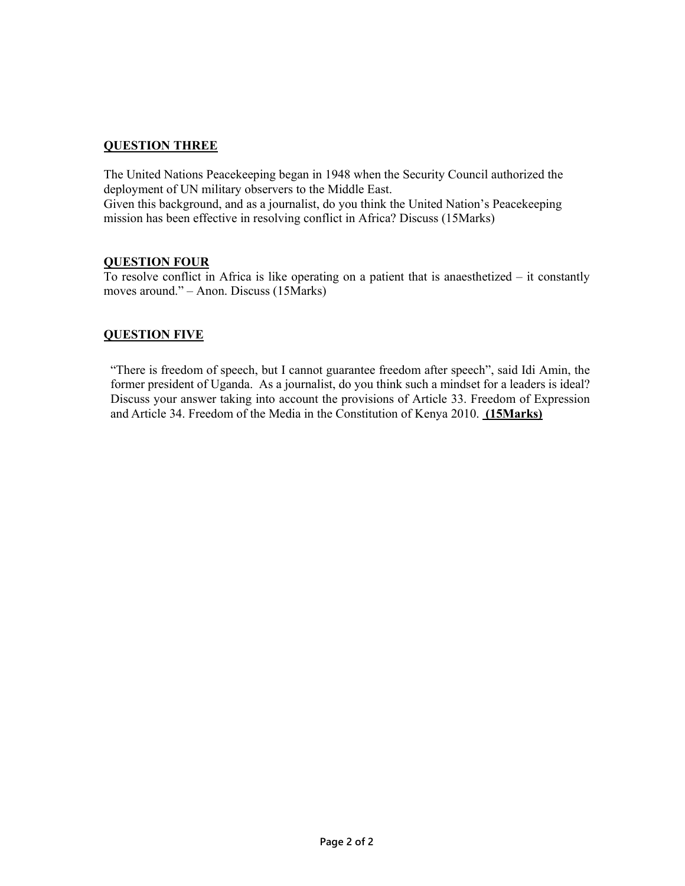**QUESTION THREE**

The United Nations Peacekeeping began in 1948 when the Security Council authorized the deployment of UN military observers to the Middle East.
Given this background, and as a journalist, do you think the United Nation's Peacekeeping mission has been effective in resolving conflict in Africa? Discuss (15Marks)

**QUESTION FOUR**

To resolve conflict in Africa is like operating on a patient that is anaesthetized – it constantly moves around." – Anon. Discuss (15Marks)

**QUESTION FIVE**

"There is freedom of speech, but I cannot guarantee freedom after speech", said Idi Amin, the former president of Uganda. As a journalist, do you think such a mindset for a leaders is ideal? Discuss your answer taking into account the provisions of Article 33. Freedom of Expression and Article 34. Freedom of the Media in the Constitution of Kenya 2010. **(15Marks)**